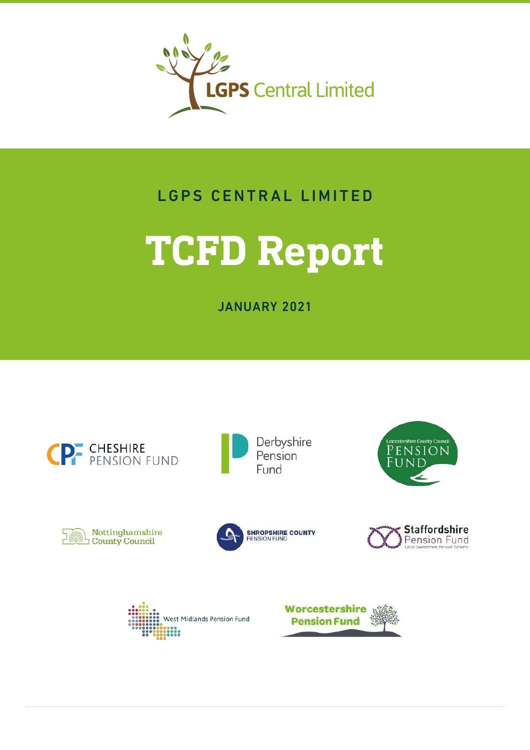LGPS Central Limited

LGPS CENTRAL LIMITED

# TCFD Report

JANUARY 2021

CHESHIRE PENSION FUND

Derbyshire Pension Fund

Leicestershire County Council PENSION FUND

Nottinghamshire County Council

SHROPSHIRE COUNTY PENSION FUND

Staffordshire Pension Fund Local Government Pension Scheme

West Midlands Pension Fund

Worcestershire Pension Fund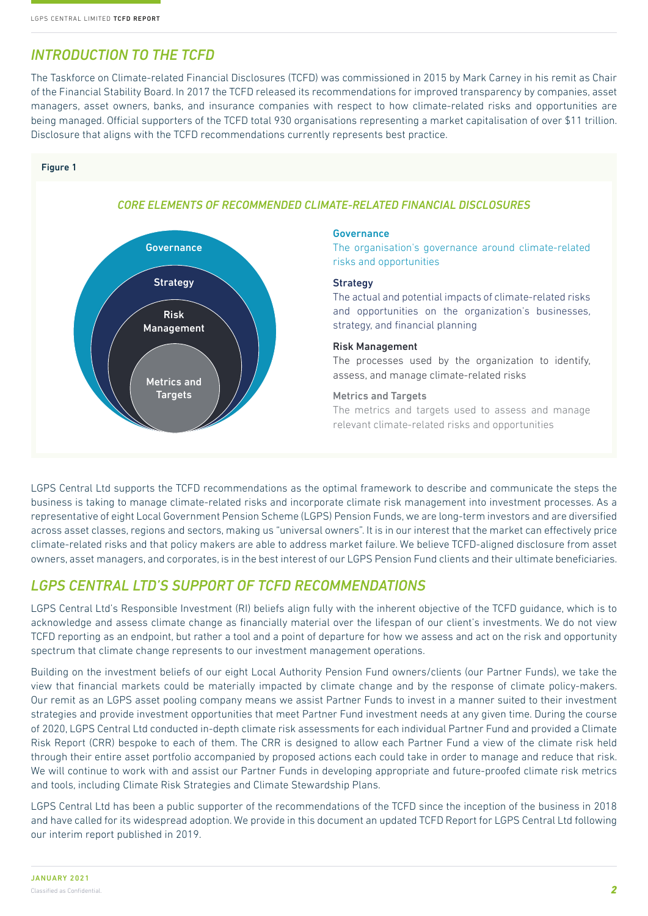## INTRODUCTION TO THE TCFD

The Taskforce on Climate-related Financial Disclosures (TCFD) was commissioned in 2015 by Mark Carney in his remit as Chair of the Financial Stability Board. In 2017 the TCFD released its recommendations for improved transparency by companies, asset managers, asset owners, banks, and insurance companies with respect to how climate-related risks and opportunities are being managed. Official supporters of the TCFD total 930 organisations representing a market capitalisation of over $11 trillion. Disclosure that aligns with the TCFD recommendations currently represents best practice.

**Figure 1**

*CORE ELEMENTS OF RECOMMENDED CLIMATE-RELATED FINANCIAL DISCLOSURES*

Governance

Strategy

Risk Management

Metrics and Targets

**Governance**
The organisation's governance around climate-related risks and opportunities

**Strategy**
The actual and potential impacts of climate-related risks and opportunities on the organization's businesses, strategy, and financial planning

**Risk Management**
The processes used by the organization to identify, assess, and manage climate-related risks

**Metrics and Targets**
The metrics and targets used to assess and manage relevant climate-related risks and opportunities

LGPS Central Ltd supports the TCFD recommendations as the optimal framework to describe and communicate the steps the business is taking to manage climate-related risks and incorporate climate risk management into investment processes. As a representative of eight Local Government Pension Scheme (LGPS) Pension Funds, we are long-term investors and are diversified across asset classes, regions and sectors, making us "universal owners". It is in our interest that the market can effectively price climate-related risks and that policy makers are able to address market failure. We believe TCFD-aligned disclosure from asset owners, asset managers, and corporates, is in the best interest of our LGPS Pension Fund clients and their ultimate beneficiaries.

## LGPS CENTRAL LTD'S SUPPORT OF TCFD RECOMMENDATIONS

LGPS Central Ltd's Responsible Investment (RI) beliefs align fully with the inherent objective of the TCFD guidance, which is to acknowledge and assess climate change as financially material over the lifespan of our client's investments. We do not view TCFD reporting as an endpoint, but rather a tool and a point of departure for how we assess and act on the risk and opportunity spectrum that climate change represents to our investment management operations.

Building on the investment beliefs of our eight Local Authority Pension Fund owners/clients (our Partner Funds), we take the view that financial markets could be materially impacted by climate change and by the response of climate policy-makers. Our remit as an LGPS asset pooling company means we assist Partner Funds to invest in a manner suited to their investment strategies and provide investment opportunities that meet Partner Fund investment needs at any given time. During the course of 2020, LGPS Central Ltd conducted in-depth climate risk assessments for each individual Partner Fund and provided a Climate Risk Report (CRR) bespoke to each of them. The CRR is designed to allow each Partner Fund a view of the climate risk held through their entire asset portfolio accompanied by proposed actions each could take in order to manage and reduce that risk. We will continue to work with and assist our Partner Funds in developing appropriate and future-proofed climate risk metrics and tools, including Climate Risk Strategies and Climate Stewardship Plans.

LGPS Central Ltd has been a public supporter of the recommendations of the TCFD since the inception of the business in 2018 and have called for its widespread adoption. We provide in this document an updated TCFD Report for LGPS Central Ltd following our interim report published in 2019.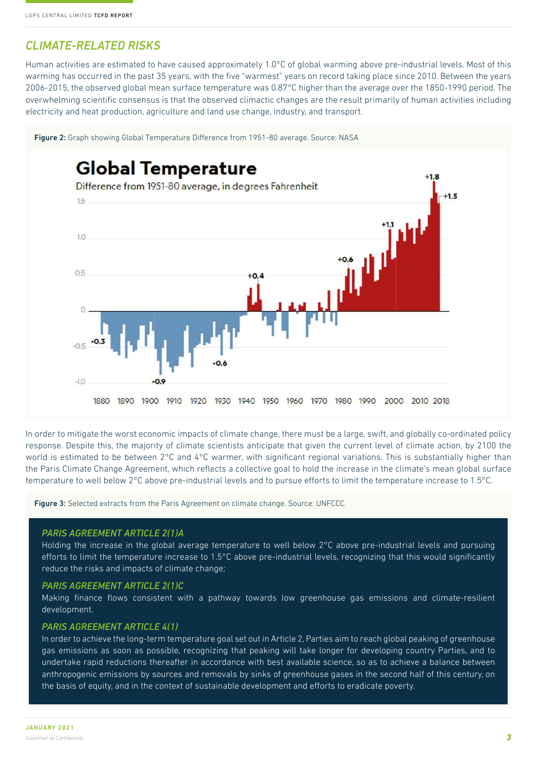## CLIMATE-RELATED RISKS

Human activities are estimated to have caused approximately 1.0°C of global warming above pre-industrial levels. Most of this warming has occurred in the past 35 years, with the five "warmest" years on record taking place since 2010. Between the years 2006-2015, the observed global mean surface temperature was 0.87°C higher than the average over the 1850-1990 period. The overwhelming scientific consensus is that the observed climactic changes are the result primarily of human activities including electricity and heat production, agriculture and land use change, industry, and transport.

**Figure 2:** Graph showing Global Temperature Difference from 1951-80 average. Source: NASA

In order to mitigate the worst economic impacts of climate change, there must be a large, swift, and globally co-ordinated policy response. Despite this, the majority of climate scientists anticipate that given the current level of climate action, by 2100 the world is estimated to be between 2°C and 4°C warmer, with significant regional variations. This is substantially higher than the Paris Climate Change Agreement, which reflects a collective goal to hold the increase in the climate's mean global surface temperature to well below 2°C above pre-industrial levels and to pursue efforts to limit the temperature increase to 1.5°C.

**Figure 3:** Selected extracts from the Paris Agreement on climate change. Source: UNFCCC.

### *PARIS AGREEMENT ARTICLE 2(1)A*

Holding the increase in the global average temperature to well below 2°C above pre-industrial levels and pursuing efforts to limit the temperature increase to 1.5°C above pre-industrial levels, recognizing that this would significantly reduce the risks and impacts of climate change;

### *PARIS AGREEMENT ARTICLE 2(1)C*

Making finance flows consistent with a pathway towards low greenhouse gas emissions and climate-resilient development.

### *PARIS AGREEMENT ARTICLE 4(1)*

In order to achieve the long-term temperature goal set out in Article 2, Parties aim to reach global peaking of greenhouse gas emissions as soon as possible, recognizing that peaking will take longer for developing country Parties, and to undertake rapid reductions thereafter in accordance with best available science, so as to achieve a balance between anthropogenic emissions by sources and removals by sinks of greenhouse gases in the second half of this century, on the basis of equity, and in the context of sustainable development and efforts to eradicate poverty.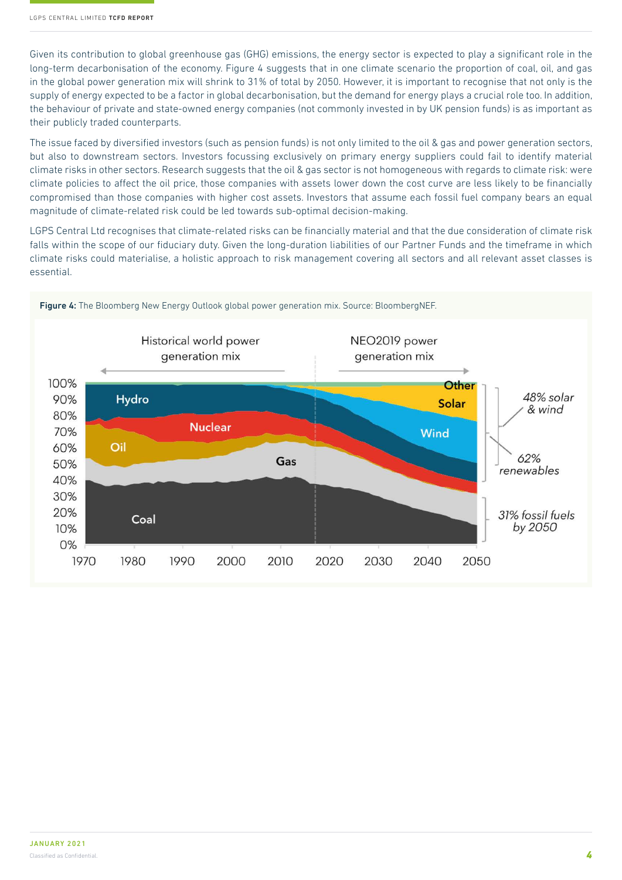Given its contribution to global greenhouse gas (GHG) emissions, the energy sector is expected to play a significant role in the long-term decarbonisation of the economy. Figure 4 suggests that in one climate scenario the proportion of coal, oil, and gas in the global power generation mix will shrink to 31% of total by 2050. However, it is important to recognise that not only is the supply of energy expected to be a factor in global decarbonisation, but the demand for energy plays a crucial role too. In addition, the behaviour of private and state-owned energy companies (not commonly invested in by UK pension funds) is as important as their publicly traded counterparts.

The issue faced by diversified investors (such as pension funds) is not only limited to the oil & gas and power generation sectors, but also to downstream sectors. Investors focussing exclusively on primary energy suppliers could fail to identify material climate risks in other sectors. Research suggests that the oil & gas sector is not homogeneous with regards to climate risk: were climate policies to affect the oil price, those companies with assets lower down the cost curve are less likely to be financially compromised than those companies with higher cost assets. Investors that assume each fossil fuel company bears an equal magnitude of climate-related risk could be led towards sub-optimal decision-making.

LGPS Central Ltd recognises that climate-related risks can be financially material and that the due consideration of climate risk falls within the scope of our fiduciary duty. Given the long-duration liabilities of our Partner Funds and the timeframe in which climate risks could materialise, a holistic approach to risk management covering all sectors and all relevant asset classes is essential.

**Figure 4:** The Bloomberg New Energy Outlook global power generation mix. Source: BloombergNEF.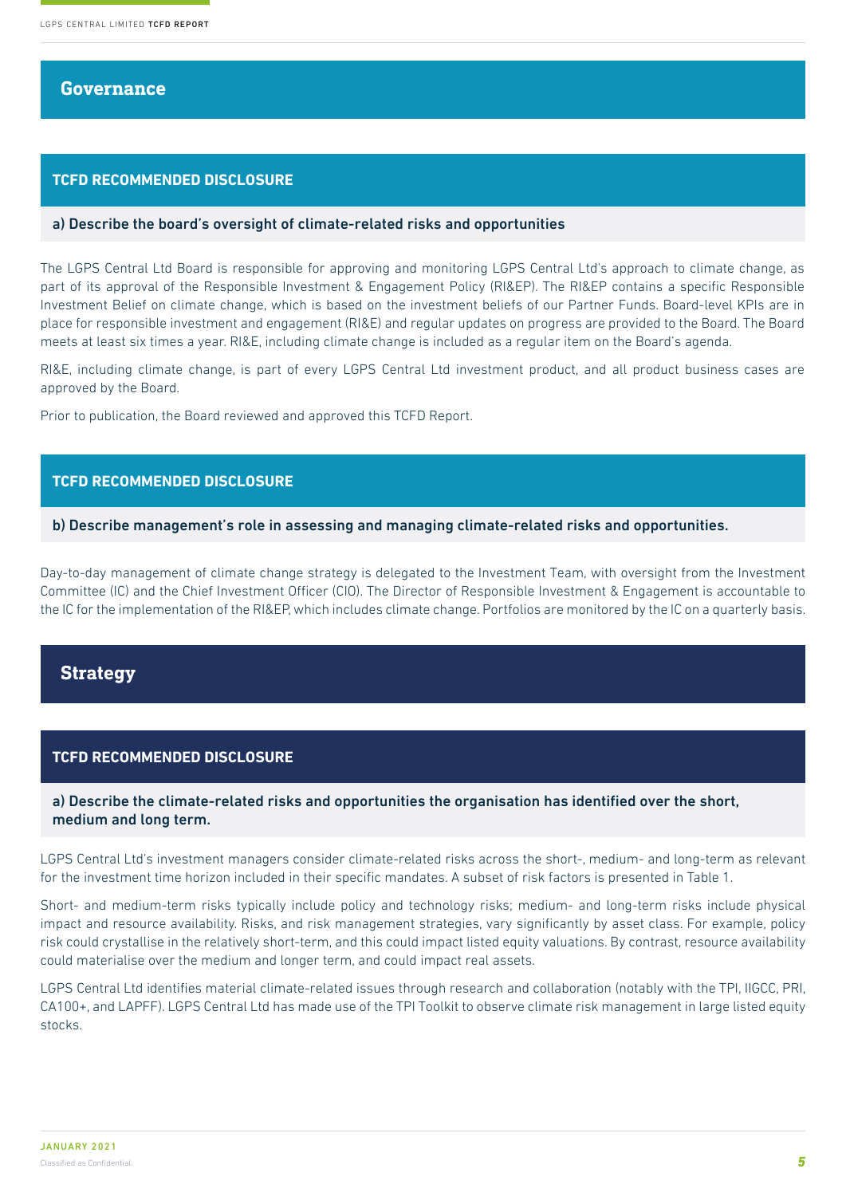## Governance

### TCFD RECOMMENDED DISCLOSURE

**a) Describe the board's oversight of climate-related risks and opportunities**

The LGPS Central Ltd Board is responsible for approving and monitoring LGPS Central Ltd's approach to climate change, as part of its approval of the Responsible Investment & Engagement Policy (RI&EP). The RI&EP contains a specific Responsible Investment Belief on climate change, which is based on the investment beliefs of our Partner Funds. Board-level KPIs are in place for responsible investment and engagement (RI&E) and regular updates on progress are provided to the Board. The Board meets at least six times a year. RI&E, including climate change is included as a regular item on the Board's agenda.

RI&E, including climate change, is part of every LGPS Central Ltd investment product, and all product business cases are approved by the Board.

Prior to publication, the Board reviewed and approved this TCFD Report.

### TCFD RECOMMENDED DISCLOSURE

**b) Describe management's role in assessing and managing climate-related risks and opportunities.**

Day-to-day management of climate change strategy is delegated to the Investment Team, with oversight from the Investment Committee (IC) and the Chief Investment Officer (CIO). The Director of Responsible Investment & Engagement is accountable to the IC for the implementation of the RI&EP, which includes climate change. Portfolios are monitored by the IC on a quarterly basis.

## Strategy

### TCFD RECOMMENDED DISCLOSURE

**a) Describe the climate-related risks and opportunities the organisation has identified over the short, medium and long term.**

LGPS Central Ltd's investment managers consider climate-related risks across the short-, medium- and long-term as relevant for the investment time horizon included in their specific mandates. A subset of risk factors is presented in Table 1.

Short- and medium-term risks typically include policy and technology risks; medium- and long-term risks include physical impact and resource availability. Risks, and risk management strategies, vary significantly by asset class. For example, policy risk could crystallise in the relatively short-term, and this could impact listed equity valuations. By contrast, resource availability could materialise over the medium and longer term, and could impact real assets.

LGPS Central Ltd identifies material climate-related issues through research and collaboration (notably with the TPI, IIGCC, PRI, CA100+, and LAPFF). LGPS Central Ltd has made use of the TPI Toolkit to observe climate risk management in large listed equity stocks.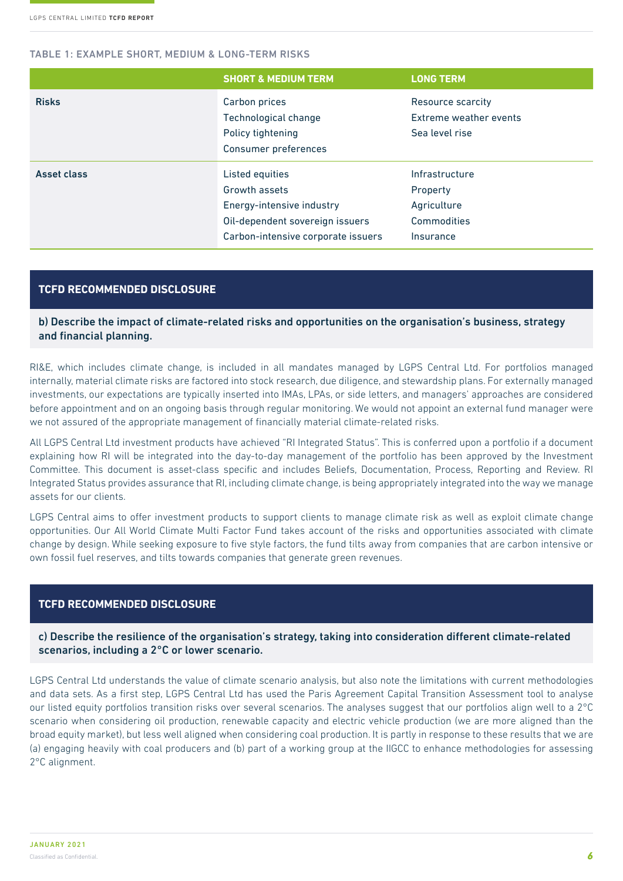TABLE 1: EXAMPLE SHORT, MEDIUM & LONG-TERM RISKS

| | SHORT & MEDIUM TERM | LONG TERM |
|---|---|---|
| **Risks** | Carbon prices<br>Technological change<br>Policy tightening<br>Consumer preferences | Resource scarcity<br>Extreme weather events<br>Sea level rise |
| **Asset class** | Listed equities<br>Growth assets<br>Energy-intensive industry<br>Oil-dependent sovereign issuers<br>Carbon-intensive corporate issuers | Infrastructure<br>Property<br>Agriculture<br>Commodities<br>Insurance |

## TCFD RECOMMENDED DISCLOSURE

### b) Describe the impact of climate-related risks and opportunities on the organisation's business, strategy and financial planning.

RI&E, which includes climate change, is included in all mandates managed by LGPS Central Ltd. For portfolios managed internally, material climate risks are factored into stock research, due diligence, and stewardship plans. For externally managed investments, our expectations are typically inserted into IMAs, LPAs, or side letters, and managers' approaches are considered before appointment and on an ongoing basis through regular monitoring. We would not appoint an external fund manager were we not assured of the appropriate management of financially material climate-related risks.

All LGPS Central Ltd investment products have achieved "RI Integrated Status". This is conferred upon a portfolio if a document explaining how RI will be integrated into the day-to-day management of the portfolio has been approved by the Investment Committee. This document is asset-class specific and includes Beliefs, Documentation, Process, Reporting and Review. RI Integrated Status provides assurance that RI, including climate change, is being appropriately integrated into the way we manage assets for our clients.

LGPS Central aims to offer investment products to support clients to manage climate risk as well as exploit climate change opportunities. Our All World Climate Multi Factor Fund takes account of the risks and opportunities associated with climate change by design. While seeking exposure to five style factors, the fund tilts away from companies that are carbon intensive or own fossil fuel reserves, and tilts towards companies that generate green revenues.

## TCFD RECOMMENDED DISCLOSURE

### c) Describe the resilience of the organisation's strategy, taking into consideration different climate-related scenarios, including a 2°C or lower scenario.

LGPS Central Ltd understands the value of climate scenario analysis, but also note the limitations with current methodologies and data sets. As a first step, LGPS Central Ltd has used the Paris Agreement Capital Transition Assessment tool to analyse our listed equity portfolios transition risks over several scenarios. The analyses suggest that our portfolios align well to a 2°C scenario when considering oil production, renewable capacity and electric vehicle production (we are more aligned than the broad equity market), but less well aligned when considering coal production. It is partly in response to these results that we are (a) engaging heavily with coal producers and (b) part of a working group at the IIGCC to enhance methodologies for assessing 2°C alignment.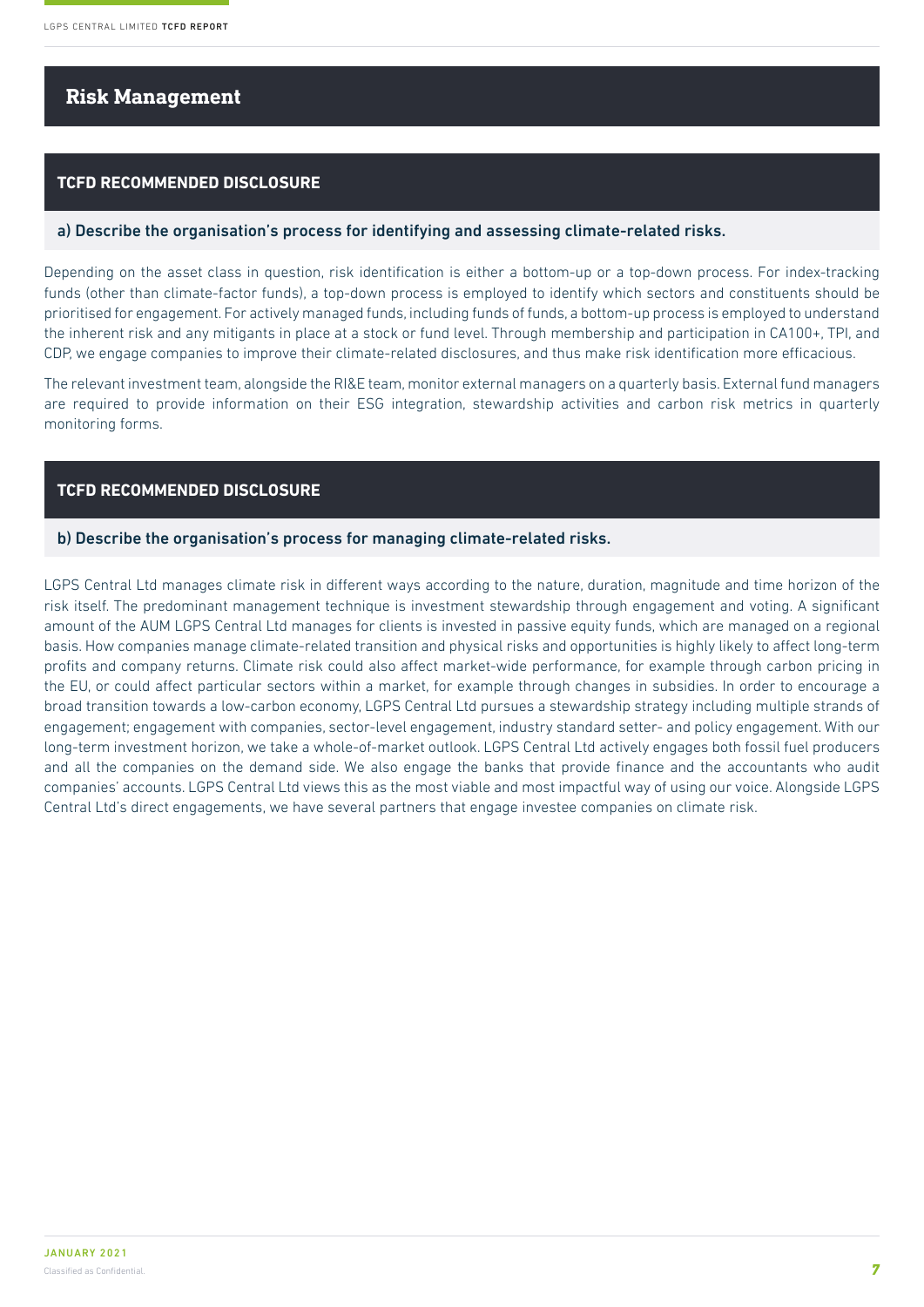# Risk Management

## TCFD RECOMMENDED DISCLOSURE

### a) Describe the organisation's process for identifying and assessing climate-related risks.

Depending on the asset class in question, risk identification is either a bottom-up or a top-down process. For index-tracking funds (other than climate-factor funds), a top-down process is employed to identify which sectors and constituents should be prioritised for engagement. For actively managed funds, including funds of funds, a bottom-up process is employed to understand the inherent risk and any mitigants in place at a stock or fund level. Through membership and participation in CA100+, TPI, and CDP, we engage companies to improve their climate-related disclosures, and thus make risk identification more efficacious.

The relevant investment team, alongside the RI&E team, monitor external managers on a quarterly basis. External fund managers are required to provide information on their ESG integration, stewardship activities and carbon risk metrics in quarterly monitoring forms.

## TCFD RECOMMENDED DISCLOSURE

### b) Describe the organisation's process for managing climate-related risks.

LGPS Central Ltd manages climate risk in different ways according to the nature, duration, magnitude and time horizon of the risk itself. The predominant management technique is investment stewardship through engagement and voting. A significant amount of the AUM LGPS Central Ltd manages for clients is invested in passive equity funds, which are managed on a regional basis. How companies manage climate-related transition and physical risks and opportunities is highly likely to affect long-term profits and company returns. Climate risk could also affect market-wide performance, for example through carbon pricing in the EU, or could affect particular sectors within a market, for example through changes in subsidies. In order to encourage a broad transition towards a low-carbon economy, LGPS Central Ltd pursues a stewardship strategy including multiple strands of engagement; engagement with companies, sector-level engagement, industry standard setter- and policy engagement. With our long-term investment horizon, we take a whole-of-market outlook. LGPS Central Ltd actively engages both fossil fuel producers and all the companies on the demand side. We also engage the banks that provide finance and the accountants who audit companies' accounts. LGPS Central Ltd views this as the most viable and most impactful way of using our voice. Alongside LGPS Central Ltd's direct engagements, we have several partners that engage investee companies on climate risk.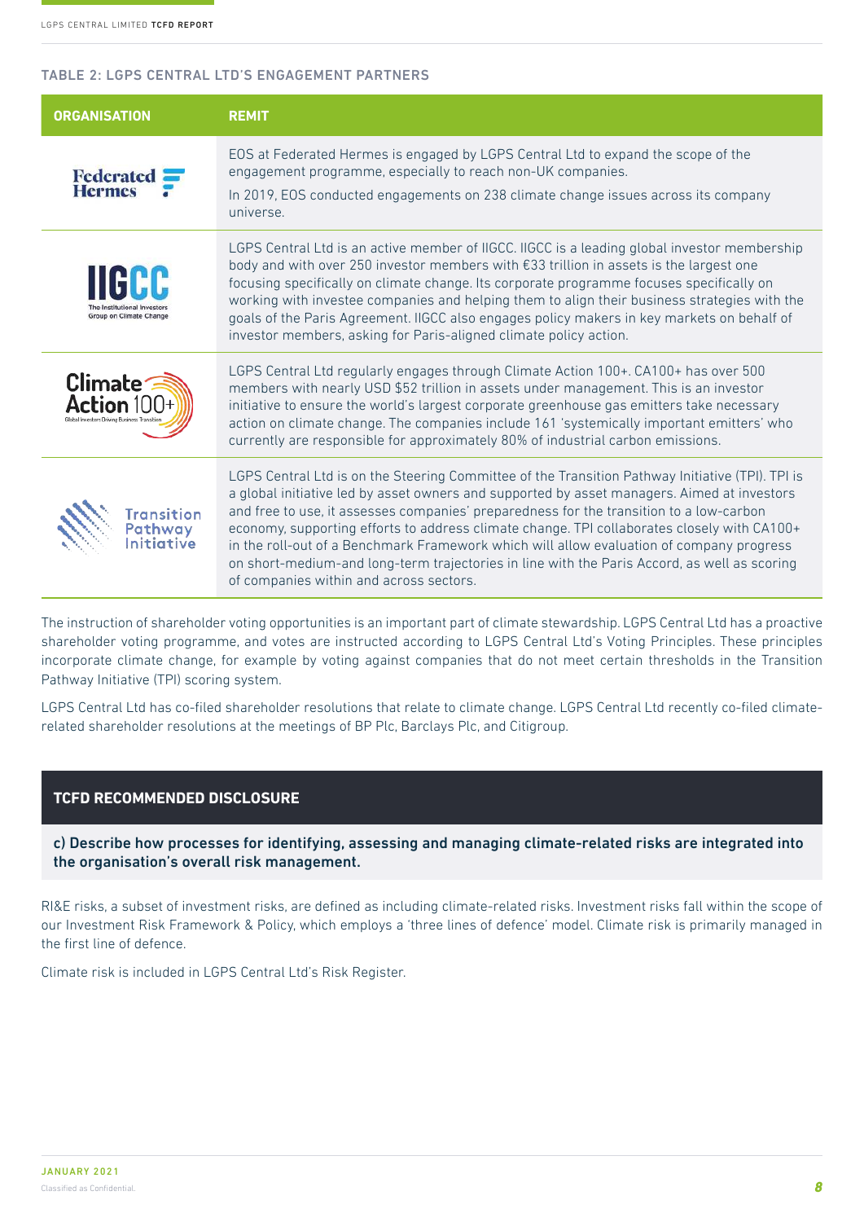### TABLE 2: LGPS CENTRAL LTD'S ENGAGEMENT PARTNERS

| ORGANISATION | REMIT |
|---|---|
| Federated Hermes | EOS at Federated Hermes is engaged by LGPS Central Ltd to expand the scope of the engagement programme, especially to reach non-UK companies. In 2019, EOS conducted engagements on 238 climate change issues across its company universe. |
| IIGCC The Institutional Investors Group on Climate Change | LGPS Central Ltd is an active member of IIGCC. IIGCC is a leading global investor membership body and with over 250 investor members with €33 trillion in assets is the largest one focusing specifically on climate change. Its corporate programme focuses specifically on working with investee companies and helping them to align their business strategies with the goals of the Paris Agreement. IIGCC also engages policy makers in key markets on behalf of investor members, asking for Paris-aligned climate policy action. |
| Climate Action 100+ Global Investors Driving Business Transition | LGPS Central Ltd regularly engages through Climate Action 100+. CA100+ has over 500 members with nearly USD $52 trillion in assets under management. This is an investor initiative to ensure the world's largest corporate greenhouse gas emitters take necessary action on climate change. The companies include 161 'systemically important emitters' who currently are responsible for approximately 80% of industrial carbon emissions. |
| Transition Pathway Initiative | LGPS Central Ltd is on the Steering Committee of the Transition Pathway Initiative (TPI). TPI is a global initiative led by asset owners and supported by asset managers. Aimed at investors and free to use, it assesses companies' preparedness for the transition to a low-carbon economy, supporting efforts to address climate change. TPI collaborates closely with CA100+ in the roll-out of a Benchmark Framework which will allow evaluation of company progress on short-medium-and long-term trajectories in line with the Paris Accord, as well as scoring of companies within and across sectors. |

The instruction of shareholder voting opportunities is an important part of climate stewardship. LGPS Central Ltd has a proactive shareholder voting programme, and votes are instructed according to LGPS Central Ltd's Voting Principles. These principles incorporate climate change, for example by voting against companies that do not meet certain thresholds in the Transition Pathway Initiative (TPI) scoring system.

LGPS Central Ltd has co-filed shareholder resolutions that relate to climate change. LGPS Central Ltd recently co-filed climate-related shareholder resolutions at the meetings of BP Plc, Barclays Plc, and Citigroup.

## TCFD RECOMMENDED DISCLOSURE

**c) Describe how processes for identifying, assessing and managing climate-related risks are integrated into the organisation's overall risk management.**

RI&E risks, a subset of investment risks, are defined as including climate-related risks. Investment risks fall within the scope of our Investment Risk Framework & Policy, which employs a 'three lines of defence' model. Climate risk is primarily managed in the first line of defence.

Climate risk is included in LGPS Central Ltd's Risk Register.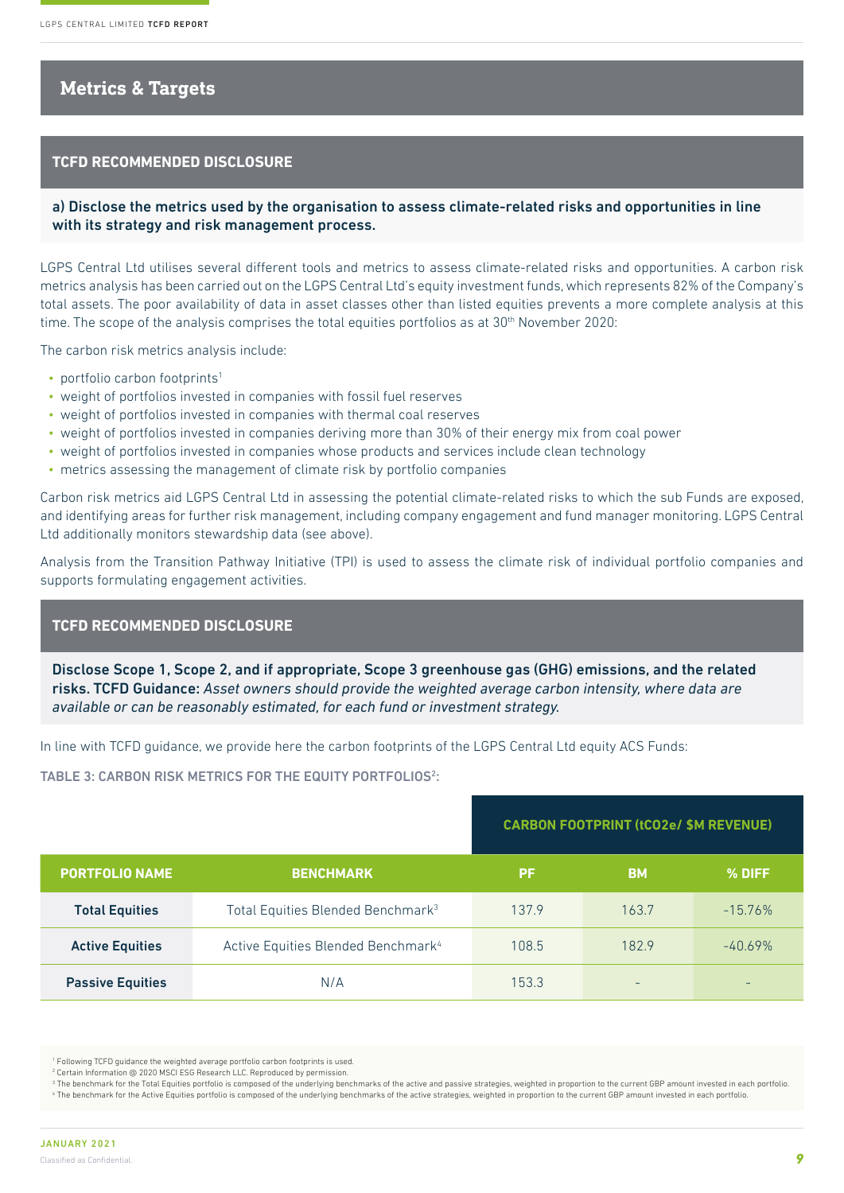## Metrics & Targets

### TCFD RECOMMENDED DISCLOSURE

**a) Disclose the metrics used by the organisation to assess climate-related risks and opportunities in line with its strategy and risk management process.**

LGPS Central Ltd utilises several different tools and metrics to assess climate-related risks and opportunities. A carbon risk metrics analysis has been carried out on the LGPS Central Ltd's equity investment funds, which represents 82% of the Company's total assets. The poor availability of data in asset classes other than listed equities prevents a more complete analysis at this time. The scope of the analysis comprises the total equities portfolios as at 30th November 2020:

The carbon risk metrics analysis include:

- portfolio carbon footprints[1]
- weight of portfolios invested in companies with fossil fuel reserves
- weight of portfolios invested in companies with thermal coal reserves
- weight of portfolios invested in companies deriving more than 30% of their energy mix from coal power
- weight of portfolios invested in companies whose products and services include clean technology
- metrics assessing the management of climate risk by portfolio companies

Carbon risk metrics aid LGPS Central Ltd in assessing the potential climate-related risks to which the sub Funds are exposed, and identifying areas for further risk management, including company engagement and fund manager monitoring. LGPS Central Ltd additionally monitors stewardship data (see above).

Analysis from the Transition Pathway Initiative (TPI) is used to assess the climate risk of individual portfolio companies and supports formulating engagement activities.

### TCFD RECOMMENDED DISCLOSURE

**Disclose Scope 1, Scope 2, and if appropriate, Scope 3 greenhouse gas (GHG) emissions, and the related risks. TCFD Guidance:** *Asset owners should provide the weighted average carbon intensity, where data are available or can be reasonably estimated, for each fund or investment strategy.*

In line with TCFD guidance, we provide here the carbon footprints of the LGPS Central Ltd equity ACS Funds:

**TABLE 3: CARBON RISK METRICS FOR THE EQUITY PORTFOLIOS[2]:**

| | | CARBON FOOTPRINT (tCO2e/ $M REVENUE) | | |
|---|---|---|---|---|
| **PORTFOLIO NAME** | **BENCHMARK** | **PF** | **BM** | **% DIFF** |
| **Total Equities** | Total Equities Blended Benchmark[3] | 137.9 | 163.7 | -15.76% |
| **Active Equities** | Active Equities Blended Benchmark[4] | 108.5 | 182.9 | -40.69% |
| **Passive Equities** | N/A | 153.3 | - | - |

[1] Following TCFD guidance the weighted average portfolio carbon footprints is used.

[2] Certain Information @ 2020 MSCI ESG Research LLC. Reproduced by permission.

[3] The benchmark for the Total Equities portfolio is composed of the underlying benchmarks of the active and passive strategies, weighted in proportion to the current GBP amount invested in each portfolio.

[4] The benchmark for the Active Equities portfolio is composed of the underlying benchmarks of the active strategies, weighted in proportion to the current GBP amount invested in each portfolio.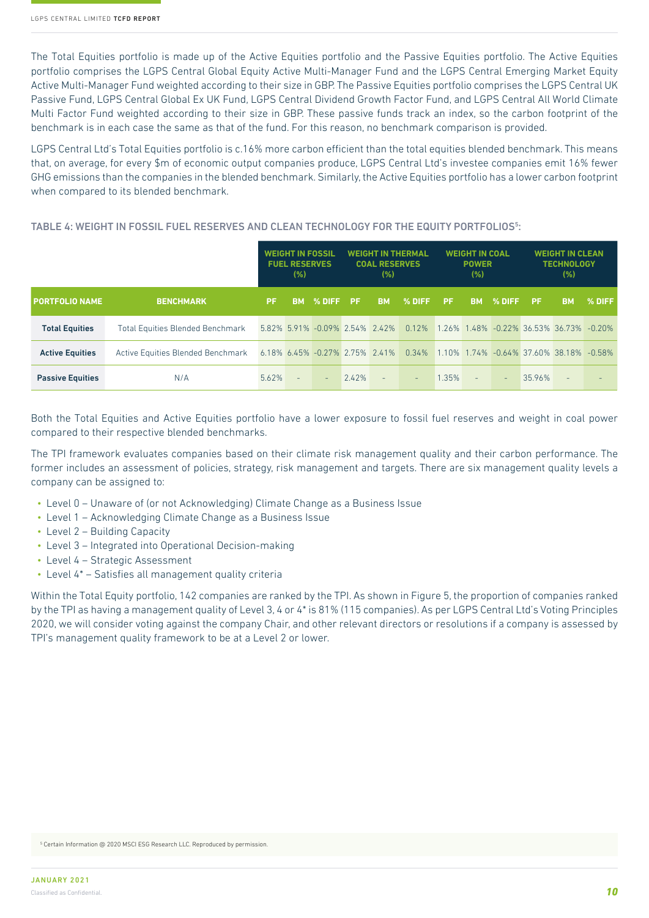The Total Equities portfolio is made up of the Active Equities portfolio and the Passive Equities portfolio. The Active Equities portfolio comprises the LGPS Central Global Equity Active Multi-Manager Fund and the LGPS Central Emerging Market Equity Active Multi-Manager Fund weighted according to their size in GBP. The Passive Equities portfolio comprises the LGPS Central UK Passive Fund, LGPS Central Global Ex UK Fund, LGPS Central Dividend Growth Factor Fund, and LGPS Central All World Climate Multi Factor Fund weighted according to their size in GBP. These passive funds track an index, so the carbon footprint of the benchmark is in each case the same as that of the fund. For this reason, no benchmark comparison is provided.

LGPS Central Ltd's Total Equities portfolio is c.16% more carbon efficient than the total equities blended benchmark. This means that, on average, for every $m of economic output companies produce, LGPS Central Ltd's investee companies emit 16% fewer GHG emissions than the companies in the blended benchmark. Similarly, the Active Equities portfolio has a lower carbon footprint when compared to its blended benchmark.

### TABLE 4: WEIGHT IN FOSSIL FUEL RESERVES AND CLEAN TECHNOLOGY FOR THE EQUITY PORTFOLIOS[5]:

| | | WEIGHT IN FOSSIL FUEL RESERVES (%) | | | WEIGHT IN THERMAL COAL RESERVES (%) | | | WEIGHT IN COAL POWER (%) | | | WEIGHT IN CLEAN TECHNOLOGY (%) | | |
|---|---|---|---|---|---|---|---|---|---|---|---|---|---|
| **PORTFOLIO NAME** | **BENCHMARK** | **PF** | **BM** | **% DIFF** | **PF** | **BM** | **% DIFF** | **PF** | **BM** | **% DIFF** | **PF** | **BM** | **% DIFF** |
| **Total Equities** | Total Equities Blended Benchmark | 5.82% | 5.91% | -0.09% | 2.54% | 2.42% | 0.12% | 1.26% | 1.48% | -0.22% | 36.53% | 36.73% | -0.20% |
| **Active Equities** | Active Equities Blended Benchmark | 6.18% | 6.45% | -0.27% | 2.75% | 2.41% | 0.34% | 1.10% | 1.74% | -0.64% | 37.60% | 38.18% | -0.58% |
| **Passive Equities** | N/A | 5.62% | - | - | 2.42% | - | - | 1.35% | - | - | 35.96% | - | - |

Both the Total Equities and Active Equities portfolio have a lower exposure to fossil fuel reserves and weight in coal power compared to their respective blended benchmarks.

The TPI framework evaluates companies based on their climate risk management quality and their carbon performance. The former includes an assessment of policies, strategy, risk management and targets. There are six management quality levels a company can be assigned to:

- Level 0 – Unaware of (or not Acknowledging) Climate Change as a Business Issue
- Level 1 – Acknowledging Climate Change as a Business Issue
- Level 2 – Building Capacity
- Level 3 – Integrated into Operational Decision-making
- Level 4 – Strategic Assessment
- Level 4* – Satisfies all management quality criteria

Within the Total Equity portfolio, 142 companies are ranked by the TPI. As shown in Figure 5, the proportion of companies ranked by the TPI as having a management quality of Level 3, 4 or 4* is 81% (115 companies). As per LGPS Central Ltd's Voting Principles 2020, we will consider voting against the company Chair, and other relevant directors or resolutions if a company is assessed by TPI's management quality framework to be at a Level 2 or lower.

[5] Certain Information @ 2020 MSCI ESG Research LLC. Reproduced by permission.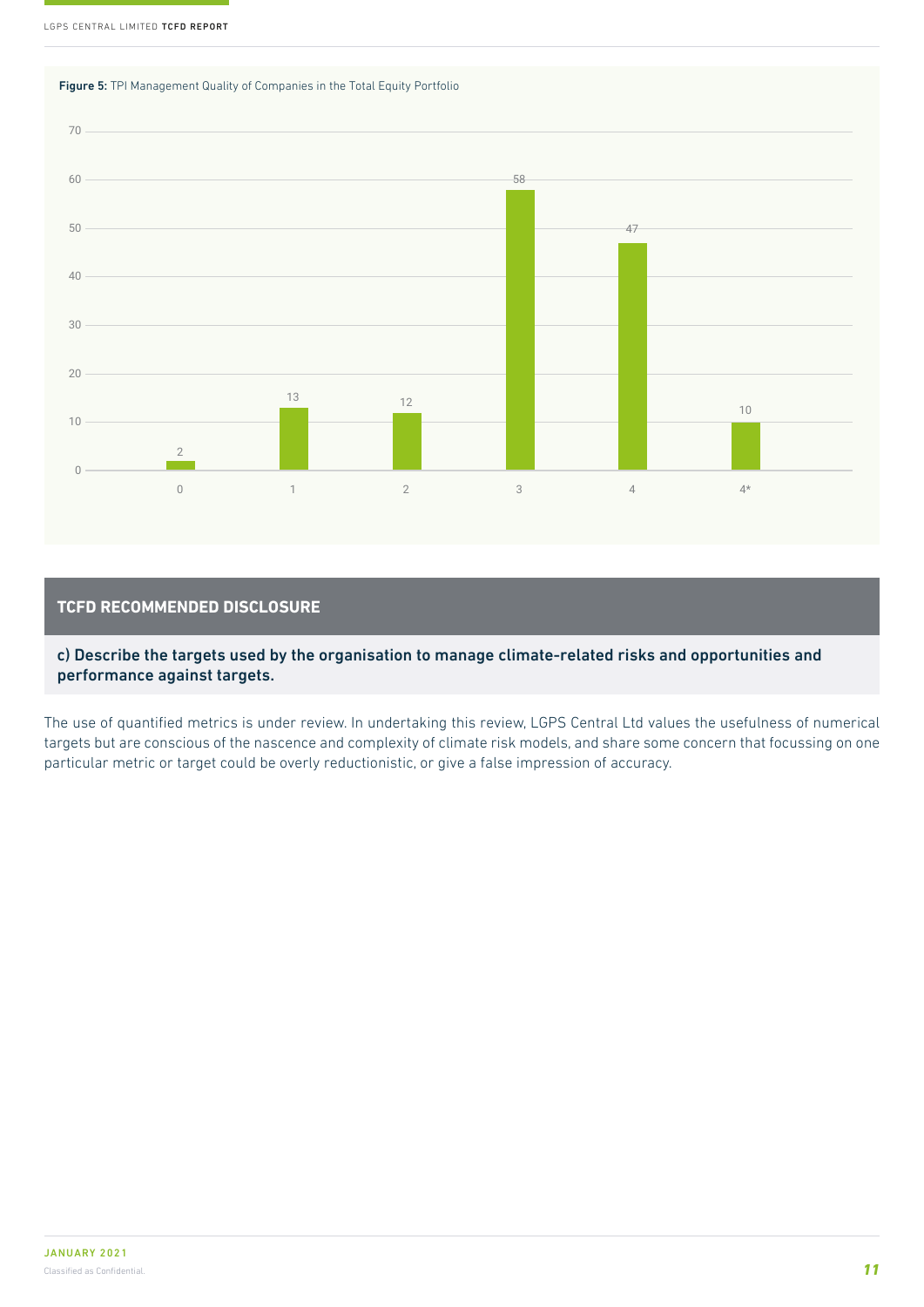**Figure 5:** TPI Management Quality of Companies in the Total Equity Portfolio

| TPI Management Quality | Number of Companies |
|---|---|
| 0 | 2 |
| 1 | 13 |
| 2 | 12 |
| 3 | 58 |
| 4 | 47 |
| 4* | 10 |

## TCFD RECOMMENDED DISCLOSURE

**c) Describe the targets used by the organisation to manage climate-related risks and opportunities and performance against targets.**

The use of quantified metrics is under review. In undertaking this review, LGPS Central Ltd values the usefulness of numerical targets but are conscious of the nascence and complexity of climate risk models, and share some concern that focussing on one particular metric or target could be overly reductionistic, or give a false impression of accuracy.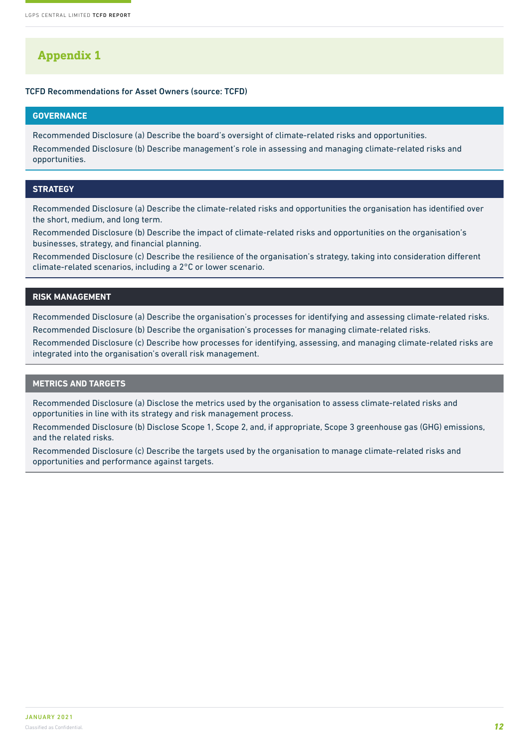# Appendix 1

**TCFD Recommendations for Asset Owners (source: TCFD)**

## GOVERNANCE

Recommended Disclosure (a) Describe the board's oversight of climate-related risks and opportunities.

Recommended Disclosure (b) Describe management's role in assessing and managing climate-related risks and opportunities.

## STRATEGY

Recommended Disclosure (a) Describe the climate-related risks and opportunities the organisation has identified over the short, medium, and long term.

Recommended Disclosure (b) Describe the impact of climate-related risks and opportunities on the organisation's businesses, strategy, and financial planning.

Recommended Disclosure (c) Describe the resilience of the organisation's strategy, taking into consideration different climate-related scenarios, including a 2°C or lower scenario.

## RISK MANAGEMENT

Recommended Disclosure (a) Describe the organisation's processes for identifying and assessing climate-related risks.

Recommended Disclosure (b) Describe the organisation's processes for managing climate-related risks.

Recommended Disclosure (c) Describe how processes for identifying, assessing, and managing climate-related risks are integrated into the organisation's overall risk management.

## METRICS AND TARGETS

Recommended Disclosure (a) Disclose the metrics used by the organisation to assess climate-related risks and opportunities in line with its strategy and risk management process.

Recommended Disclosure (b) Disclose Scope 1, Scope 2, and, if appropriate, Scope 3 greenhouse gas (GHG) emissions, and the related risks.

Recommended Disclosure (c) Describe the targets used by the organisation to manage climate-related risks and opportunities and performance against targets.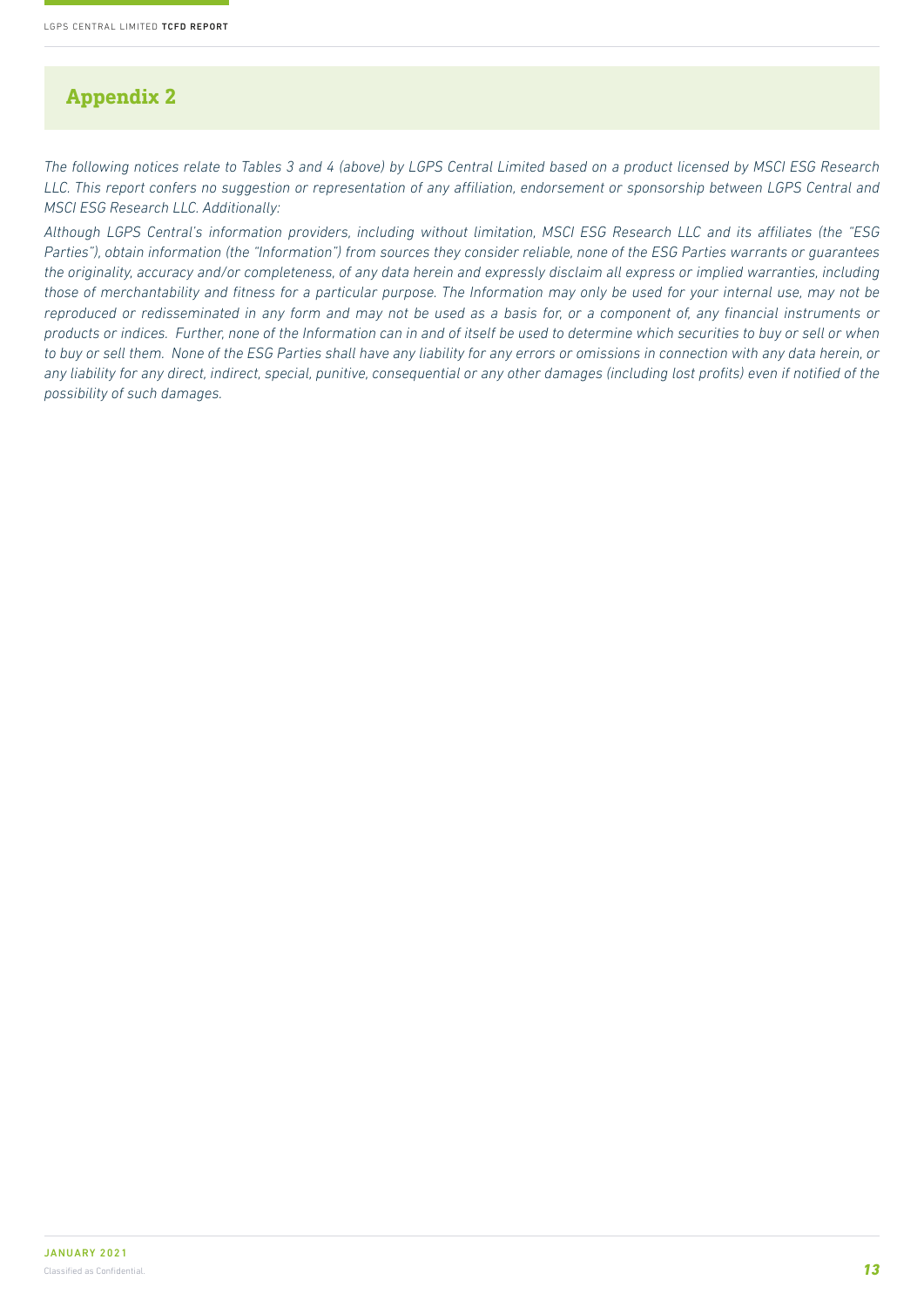## Appendix 2

*The following notices relate to Tables 3 and 4 (above) by LGPS Central Limited based on a product licensed by MSCI ESG Research LLC. This report confers no suggestion or representation of any affiliation, endorsement or sponsorship between LGPS Central and MSCI ESG Research LLC. Additionally:*

*Although LGPS Central's information providers, including without limitation, MSCI ESG Research LLC and its affiliates (the "ESG Parties"), obtain information (the "Information") from sources they consider reliable, none of the ESG Parties warrants or guarantees the originality, accuracy and/or completeness, of any data herein and expressly disclaim all express or implied warranties, including those of merchantability and fitness for a particular purpose. The Information may only be used for your internal use, may not be reproduced or redisseminated in any form and may not be used as a basis for, or a component of, any financial instruments or products or indices. Further, none of the Information can in and of itself be used to determine which securities to buy or sell or when to buy or sell them. None of the ESG Parties shall have any liability for any errors or omissions in connection with any data herein, or any liability for any direct, indirect, special, punitive, consequential or any other damages (including lost profits) even if notified of the possibility of such damages.*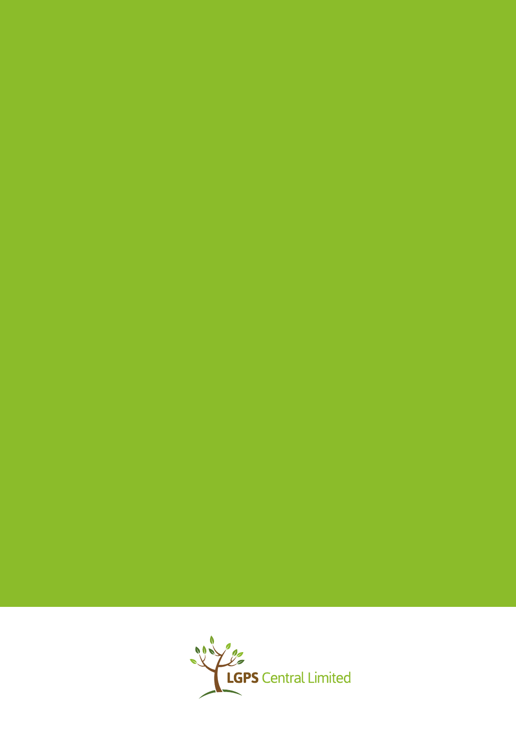LGPS Central Limited